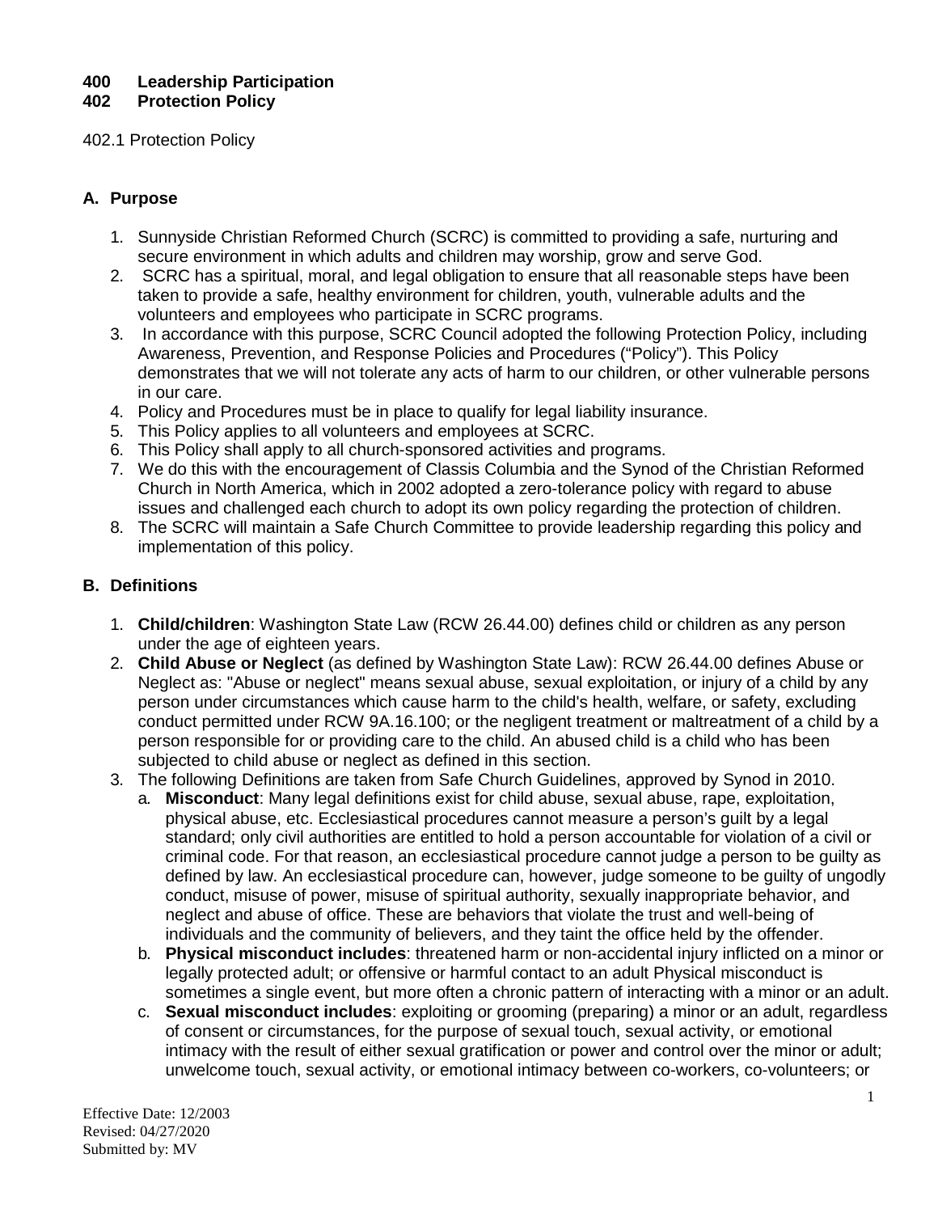# 400 Leadership Participation
## 402 Protection Policy

402.1 Protection Policy

### A. Purpose

1. Sunnyside Christian Reformed Church (SCRC) is committed to providing a safe, nurturing and secure environment in which adults and children may worship, grow and serve God.
2. SCRC has a spiritual, moral, and legal obligation to ensure that all reasonable steps have been taken to provide a safe, healthy environment for children, youth, vulnerable adults and the volunteers and employees who participate in SCRC programs.
3. In accordance with this purpose, SCRC Council adopted the following Protection Policy, including Awareness, Prevention, and Response Policies and Procedures ("Policy"). This Policy demonstrates that we will not tolerate any acts of harm to our children, or other vulnerable persons in our care.
4. Policy and Procedures must be in place to qualify for legal liability insurance.
5. This Policy applies to all volunteers and employees at SCRC.
6. This Policy shall apply to all church-sponsored activities and programs.
7. We do this with the encouragement of Classis Columbia and the Synod of the Christian Reformed Church in North America, which in 2002 adopted a zero-tolerance policy with regard to abuse issues and challenged each church to adopt its own policy regarding the protection of children.
8. The SCRC will maintain a Safe Church Committee to provide leadership regarding this policy and implementation of this policy.

### B. Definitions

1. **Child/children**: Washington State Law (RCW 26.44.00) defines child or children as any person under the age of eighteen years.
2. **Child Abuse or Neglect** (as defined by Washington State Law): RCW 26.44.00 defines Abuse or Neglect as: "Abuse or neglect" means sexual abuse, sexual exploitation, or injury of a child by any person under circumstances which cause harm to the child's health, welfare, or safety, excluding conduct permitted under RCW 9A.16.100; or the negligent treatment or maltreatment of a child by a person responsible for or providing care to the child. An abused child is a child who has been subjected to child abuse or neglect as defined in this section.
3. The following Definitions are taken from Safe Church Guidelines, approved by Synod in 2010.
   a. **Misconduct**: Many legal definitions exist for child abuse, sexual abuse, rape, exploitation, physical abuse, etc. Ecclesiastical procedures cannot measure a person's guilt by a legal standard; only civil authorities are entitled to hold a person accountable for violation of a civil or criminal code. For that reason, an ecclesiastical procedure cannot judge a person to be guilty as defined by law. An ecclesiastical procedure can, however, judge someone to be guilty of ungodly conduct, misuse of power, misuse of spiritual authority, sexually inappropriate behavior, and neglect and abuse of office. These are behaviors that violate the trust and well-being of individuals and the community of believers, and they taint the office held by the offender.
   b. **Physical misconduct includes**: threatened harm or non-accidental injury inflicted on a minor or legally protected adult; or offensive or harmful contact to an adult Physical misconduct is sometimes a single event, but more often a chronic pattern of interacting with a minor or an adult.
   c. **Sexual misconduct includes**: exploiting or grooming (preparing) a minor or an adult, regardless of consent or circumstances, for the purpose of sexual touch, sexual activity, or emotional intimacy with the result of either sexual gratification or power and control over the minor or adult; unwelcome touch, sexual activity, or emotional intimacy between co-workers, co-volunteers; or

Effective Date: 12/2003
Revised: 04/27/2020
Submitted by: MV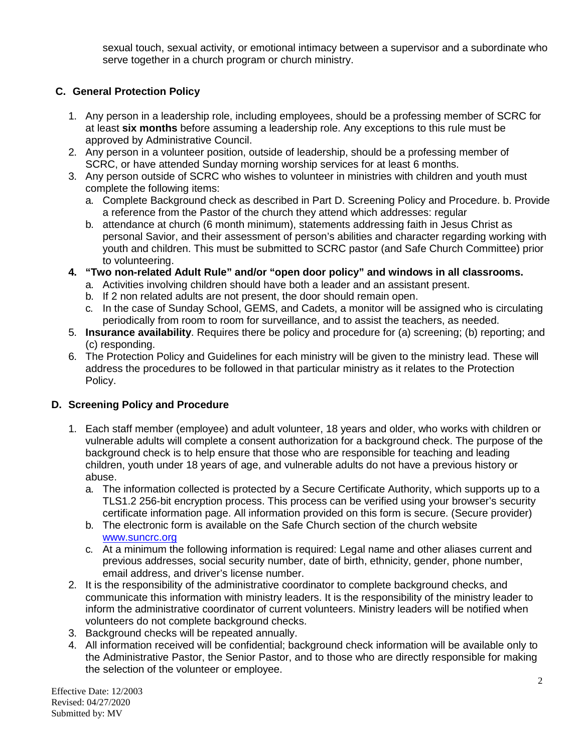sexual touch, sexual activity, or emotional intimacy between a supervisor and a subordinate who serve together in a church program or church ministry.

## C. General Protection Policy

1. Any person in a leadership role, including employees, should be a professing member of SCRC for at least **six months** before assuming a leadership role. Any exceptions to this rule must be approved by Administrative Council.
2. Any person in a volunteer position, outside of leadership, should be a professing member of SCRC, or have attended Sunday morning worship services for at least 6 months.
3. Any person outside of SCRC who wishes to volunteer in ministries with children and youth must complete the following items:
   a. Complete Background check as described in Part D. Screening Policy and Procedure. b. Provide a reference from the Pastor of the church they attend which addresses: regular
   b. attendance at church (6 month minimum), statements addressing faith in Jesus Christ as personal Savior, and their assessment of person's abilities and character regarding working with youth and children. This must be submitted to SCRC pastor (and Safe Church Committee) prior to volunteering.
4. **"Two non-related Adult Rule" and/or "open door policy" and windows in all classrooms.**
   a. Activities involving children should have both a leader and an assistant present.
   b. If 2 non related adults are not present, the door should remain open.
   c. In the case of Sunday School, GEMS, and Cadets, a monitor will be assigned who is circulating periodically from room to room for surveillance, and to assist the teachers, as needed.
5. **Insurance availability**. Requires there be policy and procedure for (a) screening; (b) reporting; and (c) responding.
6. The Protection Policy and Guidelines for each ministry will be given to the ministry lead. These will address the procedures to be followed in that particular ministry as it relates to the Protection Policy.

## D. Screening Policy and Procedure

1. Each staff member (employee) and adult volunteer, 18 years and older, who works with children or vulnerable adults will complete a consent authorization for a background check. The purpose of the background check is to help ensure that those who are responsible for teaching and leading children, youth under 18 years of age, and vulnerable adults do not have a previous history or abuse.
   a. The information collected is protected by a Secure Certificate Authority, which supports up to a TLS1.2 256-bit encryption process. This process can be verified using your browser's security certificate information page. All information provided on this form is secure. (Secure provider)
   b. The electronic form is available on the Safe Church section of the church website [www.suncrc.org](www.suncrc.org)
   c. At a minimum the following information is required: Legal name and other aliases current and previous addresses, social security number, date of birth, ethnicity, gender, phone number, email address, and driver's license number.
2. It is the responsibility of the administrative coordinator to complete background checks, and communicate this information with ministry leaders. It is the responsibility of the ministry leader to inform the administrative coordinator of current volunteers. Ministry leaders will be notified when volunteers do not complete background checks.
3. Background checks will be repeated annually.
4. All information received will be confidential; background check information will be available only to the Administrative Pastor, the Senior Pastor, and to those who are directly responsible for making the selection of the volunteer or employee.

Effective Date: 12/2003
Revised: 04/27/2020
Submitted by: MV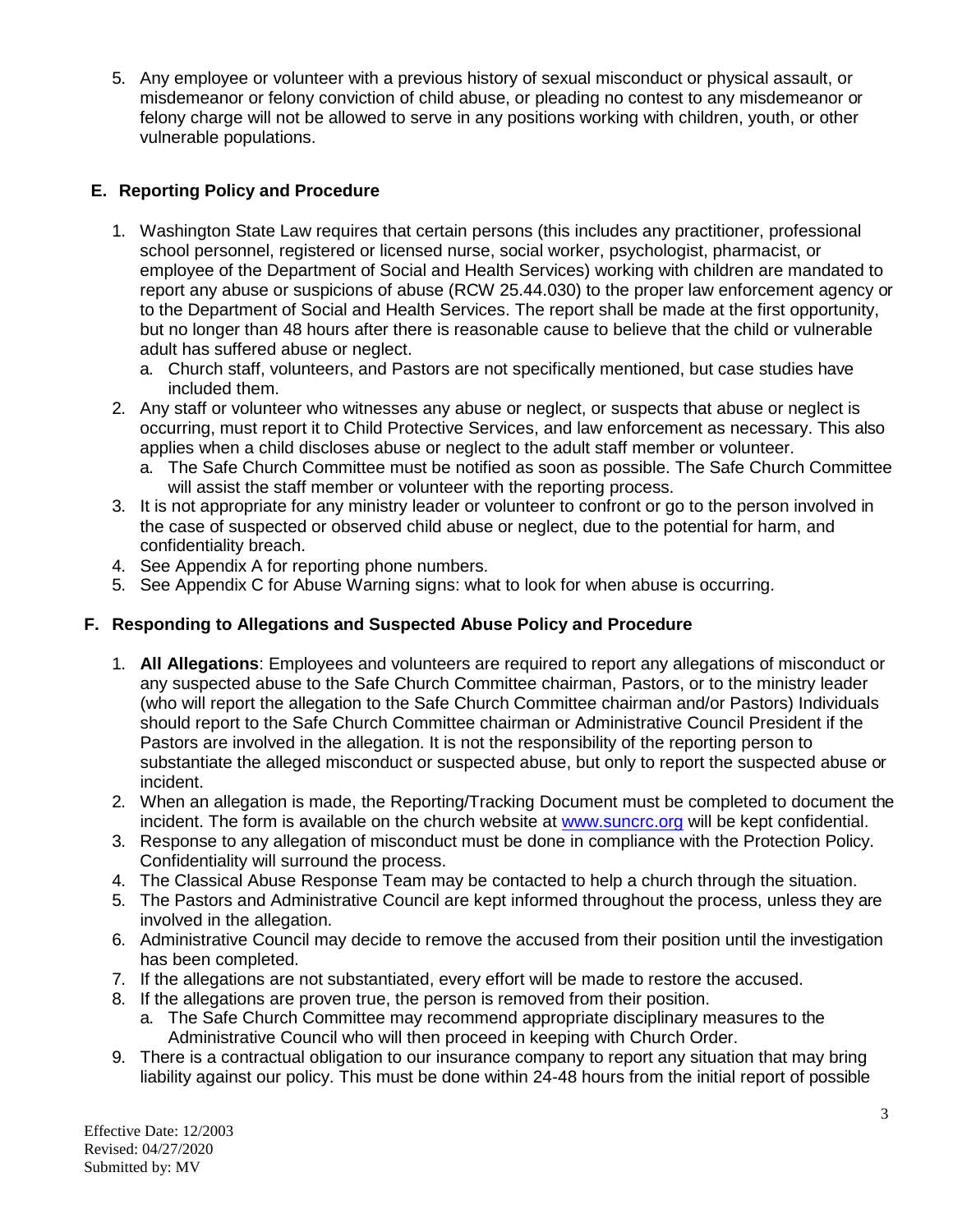5. Any employee or volunteer with a previous history of sexual misconduct or physical assault, or misdemeanor or felony conviction of child abuse, or pleading no contest to any misdemeanor or felony charge will not be allowed to serve in any positions working with children, youth, or other vulnerable populations.

### E. Reporting Policy and Procedure

1. Washington State Law requires that certain persons (this includes any practitioner, professional school personnel, registered or licensed nurse, social worker, psychologist, pharmacist, or employee of the Department of Social and Health Services) working with children are mandated to report any abuse or suspicions of abuse (RCW 25.44.030) to the proper law enforcement agency or to the Department of Social and Health Services. The report shall be made at the first opportunity, but no longer than 48 hours after there is reasonable cause to believe that the child or vulnerable adult has suffered abuse or neglect.
   a. Church staff, volunteers, and Pastors are not specifically mentioned, but case studies have included them.
2. Any staff or volunteer who witnesses any abuse or neglect, or suspects that abuse or neglect is occurring, must report it to Child Protective Services, and law enforcement as necessary. This also applies when a child discloses abuse or neglect to the adult staff member or volunteer.
   a. The Safe Church Committee must be notified as soon as possible. The Safe Church Committee will assist the staff member or volunteer with the reporting process.
3. It is not appropriate for any ministry leader or volunteer to confront or go to the person involved in the case of suspected or observed child abuse or neglect, due to the potential for harm, and confidentiality breach.
4. See Appendix A for reporting phone numbers.
5. See Appendix C for Abuse Warning signs: what to look for when abuse is occurring.

### F. Responding to Allegations and Suspected Abuse Policy and Procedure

1. **All Allegations**: Employees and volunteers are required to report any allegations of misconduct or any suspected abuse to the Safe Church Committee chairman, Pastors, or to the ministry leader (who will report the allegation to the Safe Church Committee chairman and/or Pastors) Individuals should report to the Safe Church Committee chairman or Administrative Council President if the Pastors are involved in the allegation. It is not the responsibility of the reporting person to substantiate the alleged misconduct or suspected abuse, but only to report the suspected abuse or incident.
2. When an allegation is made, the Reporting/Tracking Document must be completed to document the incident. The form is available on the church website at www.suncrc.org will be kept confidential.
3. Response to any allegation of misconduct must be done in compliance with the Protection Policy. Confidentiality will surround the process.
4. The Classical Abuse Response Team may be contacted to help a church through the situation.
5. The Pastors and Administrative Council are kept informed throughout the process, unless they are involved in the allegation.
6. Administrative Council may decide to remove the accused from their position until the investigation has been completed.
7. If the allegations are not substantiated, every effort will be made to restore the accused.
8. If the allegations are proven true, the person is removed from their position.
   a. The Safe Church Committee may recommend appropriate disciplinary measures to the Administrative Council who will then proceed in keeping with Church Order.
9. There is a contractual obligation to our insurance company to report any situation that may bring liability against our policy. This must be done within 24-48 hours from the initial report of possible

Effective Date: 12/2003
Revised: 04/27/2020
Submitted by: MV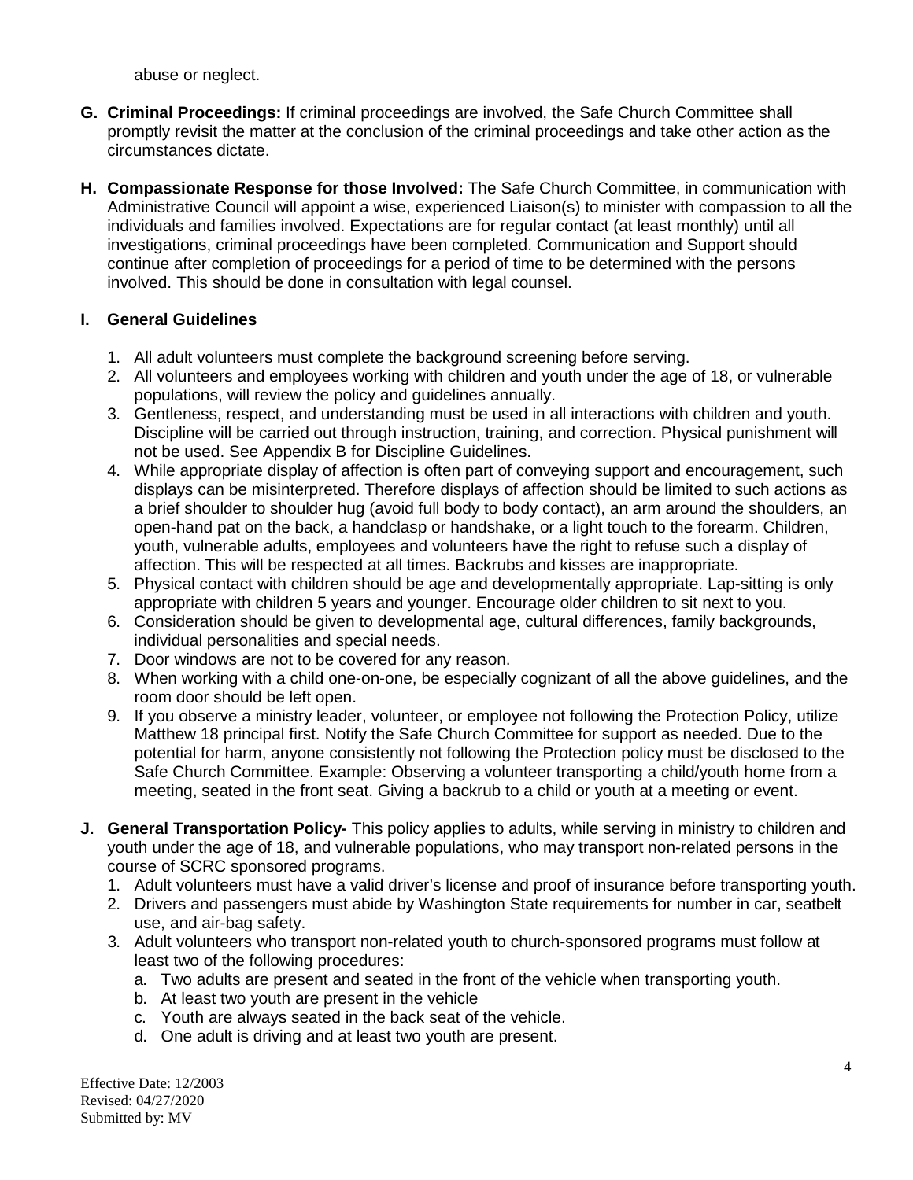abuse or neglect.

**G. Criminal Proceedings:** If criminal proceedings are involved, the Safe Church Committee shall promptly revisit the matter at the conclusion of the criminal proceedings and take other action as the circumstances dictate.

**H. Compassionate Response for those Involved:** The Safe Church Committee, in communication with Administrative Council will appoint a wise, experienced Liaison(s) to minister with compassion to all the individuals and families involved. Expectations are for regular contact (at least monthly) until all investigations, criminal proceedings have been completed. Communication and Support should continue after completion of proceedings for a period of time to be determined with the persons involved. This should be done in consultation with legal counsel.

**I. General Guidelines**

1. All adult volunteers must complete the background screening before serving.
2. All volunteers and employees working with children and youth under the age of 18, or vulnerable populations, will review the policy and guidelines annually.
3. Gentleness, respect, and understanding must be used in all interactions with children and youth. Discipline will be carried out through instruction, training, and correction. Physical punishment will not be used. See Appendix B for Discipline Guidelines.
4. While appropriate display of affection is often part of conveying support and encouragement, such displays can be misinterpreted. Therefore displays of affection should be limited to such actions as a brief shoulder to shoulder hug (avoid full body to body contact), an arm around the shoulders, an open-hand pat on the back, a handclasp or handshake, or a light touch to the forearm. Children, youth, vulnerable adults, employees and volunteers have the right to refuse such a display of affection. This will be respected at all times. Backrubs and kisses are inappropriate.
5. Physical contact with children should be age and developmentally appropriate. Lap-sitting is only appropriate with children 5 years and younger. Encourage older children to sit next to you.
6. Consideration should be given to developmental age, cultural differences, family backgrounds, individual personalities and special needs.
7. Door windows are not to be covered for any reason.
8. When working with a child one-on-one, be especially cognizant of all the above guidelines, and the room door should be left open.
9. If you observe a ministry leader, volunteer, or employee not following the Protection Policy, utilize Matthew 18 principal first. Notify the Safe Church Committee for support as needed. Due to the potential for harm, anyone consistently not following the Protection policy must be disclosed to the Safe Church Committee. Example: Observing a volunteer transporting a child/youth home from a meeting, seated in the front seat. Giving a backrub to a child or youth at a meeting or event.

**J. General Transportation Policy-** This policy applies to adults, while serving in ministry to children and youth under the age of 18, and vulnerable populations, who may transport non-related persons in the course of SCRC sponsored programs.

1. Adult volunteers must have a valid driver's license and proof of insurance before transporting youth.
2. Drivers and passengers must abide by Washington State requirements for number in car, seatbelt use, and air-bag safety.
3. Adult volunteers who transport non-related youth to church-sponsored programs must follow at least two of the following procedures:
   a. Two adults are present and seated in the front of the vehicle when transporting youth.
   b. At least two youth are present in the vehicle
   c. Youth are always seated in the back seat of the vehicle.
   d. One adult is driving and at least two youth are present.

Effective Date: 12/2003
Revised: 04/27/2020
Submitted by: MV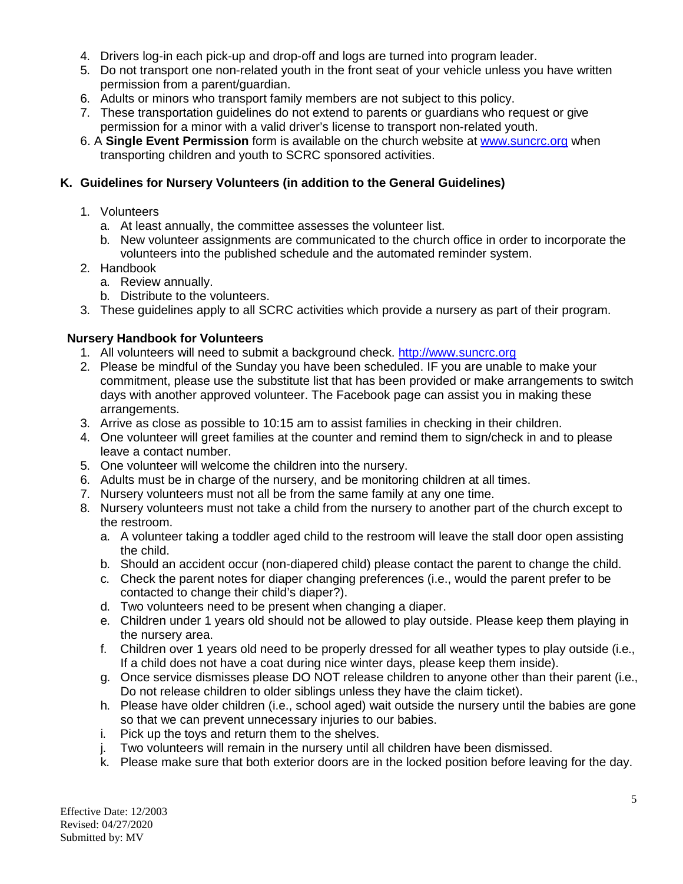4. Drivers log-in each pick-up and drop-off and logs are turned into program leader.
5. Do not transport one non-related youth in the front seat of your vehicle unless you have written permission from a parent/guardian.
6. Adults or minors who transport family members are not subject to this policy.
7. These transportation guidelines do not extend to parents or guardians who request or give permission for a minor with a valid driver's license to transport non-related youth.

6. A **Single Event Permission** form is available on the church website at [www.suncrc.org](http://www.suncrc.org) when transporting children and youth to SCRC sponsored activities.

### K. Guidelines for Nursery Volunteers (in addition to the General Guidelines)

1. Volunteers
   a. At least annually, the committee assesses the volunteer list.
   b. New volunteer assignments are communicated to the church office in order to incorporate the volunteers into the published schedule and the automated reminder system.
2. Handbook
   a. Review annually.
   b. Distribute to the volunteers.
3. These guidelines apply to all SCRC activities which provide a nursery as part of their program.

**Nursery Handbook for Volunteers**

1. All volunteers will need to submit a background check. [http://www.suncrc.org](http://www.suncrc.org)
2. Please be mindful of the Sunday you have been scheduled. IF you are unable to make your commitment, please use the substitute list that has been provided or make arrangements to switch days with another approved volunteer. The Facebook page can assist you in making these arrangements.
3. Arrive as close as possible to 10:15 am to assist families in checking in their children.
4. One volunteer will greet families at the counter and remind them to sign/check in and to please leave a contact number.
5. One volunteer will welcome the children into the nursery.
6. Adults must be in charge of the nursery, and be monitoring children at all times.
7. Nursery volunteers must not all be from the same family at any one time.
8. Nursery volunteers must not take a child from the nursery to another part of the church except to the restroom.
   a. A volunteer taking a toddler aged child to the restroom will leave the stall door open assisting the child.
   b. Should an accident occur (non-diapered child) please contact the parent to change the child.
   c. Check the parent notes for diaper changing preferences (i.e., would the parent prefer to be contacted to change their child's diaper?).
   d. Two volunteers need to be present when changing a diaper.
   e. Children under 1 years old should not be allowed to play outside. Please keep them playing in the nursery area.
   f. Children over 1 years old need to be properly dressed for all weather types to play outside (i.e., If a child does not have a coat during nice winter days, please keep them inside).
   g. Once service dismisses please DO NOT release children to anyone other than their parent (i.e., Do not release children to older siblings unless they have the claim ticket).
   h. Please have older children (i.e., school aged) wait outside the nursery until the babies are gone so that we can prevent unnecessary injuries to our babies.
   i. Pick up the toys and return them to the shelves.
   j. Two volunteers will remain in the nursery until all children have been dismissed.
   k. Please make sure that both exterior doors are in the locked position before leaving for the day.

Effective Date: 12/2003
Revised: 04/27/2020
Submitted by: MV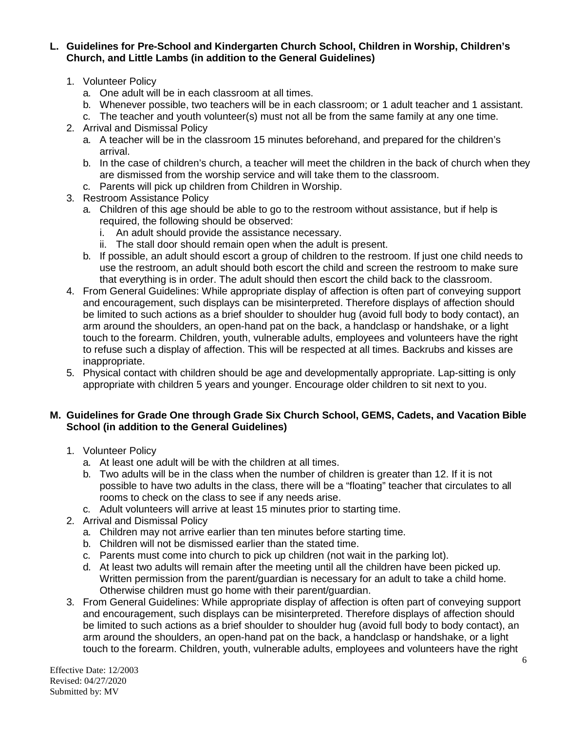**L. Guidelines for Pre-School and Kindergarten Church School, Children in Worship, Children's Church, and Little Lambs (in addition to the General Guidelines)**

1. Volunteer Policy
   a. One adult will be in each classroom at all times.
   b. Whenever possible, two teachers will be in each classroom; or 1 adult teacher and 1 assistant.
   c. The teacher and youth volunteer(s) must not all be from the same family at any one time.
2. Arrival and Dismissal Policy
   a. A teacher will be in the classroom 15 minutes beforehand, and prepared for the children's arrival.
   b. In the case of children's church, a teacher will meet the children in the back of church when they are dismissed from the worship service and will take them to the classroom.
   c. Parents will pick up children from Children in Worship.
3. Restroom Assistance Policy
   a. Children of this age should be able to go to the restroom without assistance, but if help is required, the following should be observed:
      i. An adult should provide the assistance necessary.
      ii. The stall door should remain open when the adult is present.
   b. If possible, an adult should escort a group of children to the restroom. If just one child needs to use the restroom, an adult should both escort the child and screen the restroom to make sure that everything is in order. The adult should then escort the child back to the classroom.
4. From General Guidelines: While appropriate display of affection is often part of conveying support and encouragement, such displays can be misinterpreted. Therefore displays of affection should be limited to such actions as a brief shoulder to shoulder hug (avoid full body to body contact), an arm around the shoulders, an open-hand pat on the back, a handclasp or handshake, or a light touch to the forearm. Children, youth, vulnerable adults, employees and volunteers have the right to refuse such a display of affection. This will be respected at all times. Backrubs and kisses are inappropriate.
5. Physical contact with children should be age and developmentally appropriate. Lap-sitting is only appropriate with children 5 years and younger. Encourage older children to sit next to you.

**M. Guidelines for Grade One through Grade Six Church School, GEMS, Cadets, and Vacation Bible School (in addition to the General Guidelines)**

1. Volunteer Policy
   a. At least one adult will be with the children at all times.
   b. Two adults will be in the class when the number of children is greater than 12. If it is not possible to have two adults in the class, there will be a "floating" teacher that circulates to all rooms to check on the class to see if any needs arise.
   c. Adult volunteers will arrive at least 15 minutes prior to starting time.
2. Arrival and Dismissal Policy
   a. Children may not arrive earlier than ten minutes before starting time.
   b. Children will not be dismissed earlier than the stated time.
   c. Parents must come into church to pick up children (not wait in the parking lot).
   d. At least two adults will remain after the meeting until all the children have been picked up. Written permission from the parent/guardian is necessary for an adult to take a child home. Otherwise children must go home with their parent/guardian.
3. From General Guidelines: While appropriate display of affection is often part of conveying support and encouragement, such displays can be misinterpreted. Therefore displays of affection should be limited to such actions as a brief shoulder to shoulder hug (avoid full body to body contact), an arm around the shoulders, an open-hand pat on the back, a handclasp or handshake, or a light touch to the forearm. Children, youth, vulnerable adults, employees and volunteers have the right

Effective Date: 12/2003
Revised: 04/27/2020
Submitted by: MV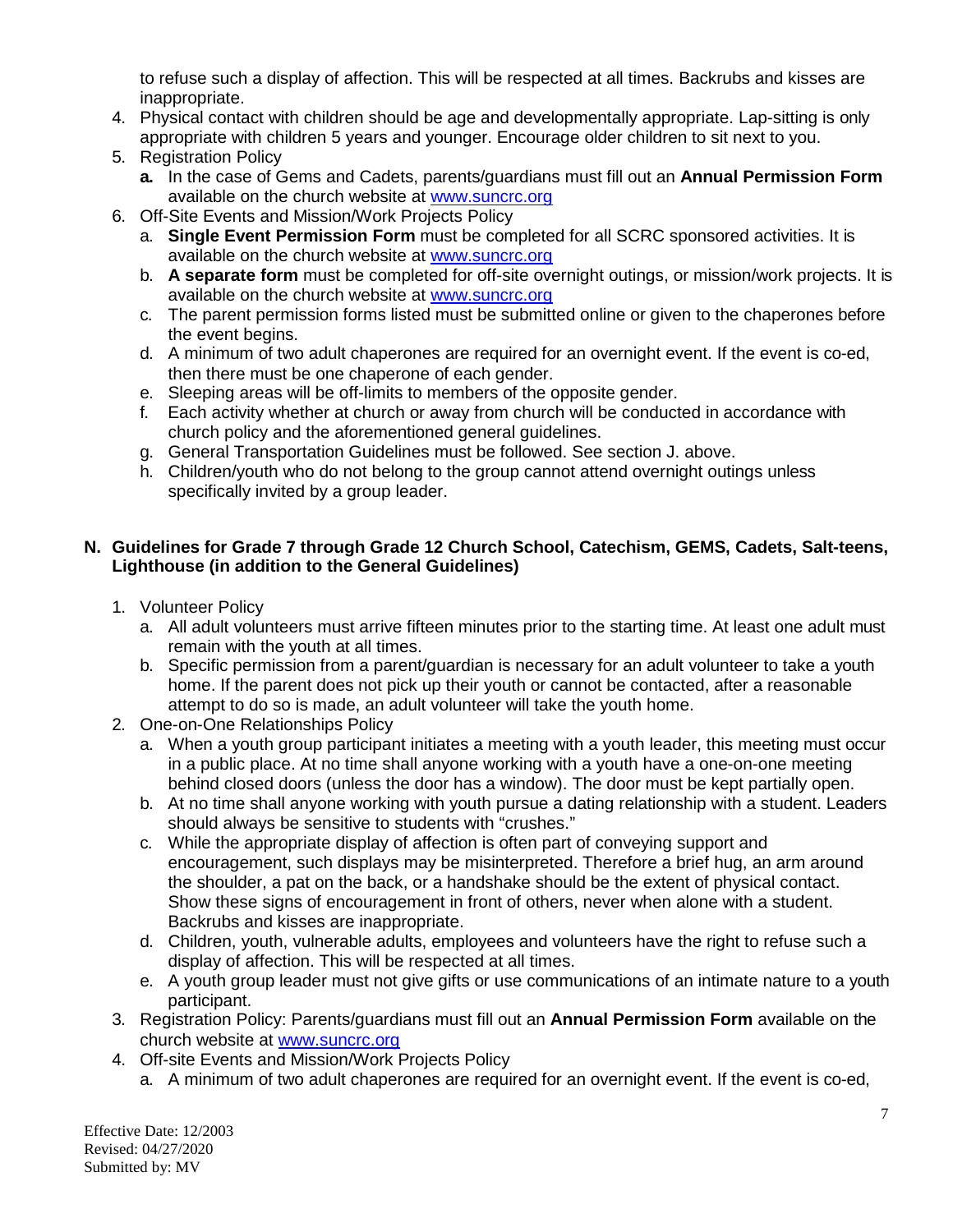to refuse such a display of affection. This will be respected at all times. Backrubs and kisses are inappropriate.

4. Physical contact with children should be age and developmentally appropriate. Lap-sitting is only appropriate with children 5 years and younger. Encourage older children to sit next to you.
5. Registration Policy
   a. In the case of Gems and Cadets, parents/guardians must fill out an **Annual Permission Form** available on the church website at www.suncrc.org
6. Off-Site Events and Mission/Work Projects Policy
   a. **Single Event Permission Form** must be completed for all SCRC sponsored activities. It is available on the church website at www.suncrc.org
   b. **A separate form** must be completed for off-site overnight outings, or mission/work projects. It is available on the church website at www.suncrc.org
   c. The parent permission forms listed must be submitted online or given to the chaperones before the event begins.
   d. A minimum of two adult chaperones are required for an overnight event. If the event is co-ed, then there must be one chaperone of each gender.
   e. Sleeping areas will be off-limits to members of the opposite gender.
   f. Each activity whether at church or away from church will be conducted in accordance with church policy and the aforementioned general guidelines.
   g. General Transportation Guidelines must be followed. See section J. above.
   h. Children/youth who do not belong to the group cannot attend overnight outings unless specifically invited by a group leader.

## N. Guidelines for Grade 7 through Grade 12 Church School, Catechism, GEMS, Cadets, Salt-teens, Lighthouse (in addition to the General Guidelines)

1. Volunteer Policy
   a. All adult volunteers must arrive fifteen minutes prior to the starting time. At least one adult must remain with the youth at all times.
   b. Specific permission from a parent/guardian is necessary for an adult volunteer to take a youth home. If the parent does not pick up their youth or cannot be contacted, after a reasonable attempt to do so is made, an adult volunteer will take the youth home.
2. One-on-One Relationships Policy
   a. When a youth group participant initiates a meeting with a youth leader, this meeting must occur in a public place. At no time shall anyone working with a youth have a one-on-one meeting behind closed doors (unless the door has a window). The door must be kept partially open.
   b. At no time shall anyone working with youth pursue a dating relationship with a student. Leaders should always be sensitive to students with "crushes."
   c. While the appropriate display of affection is often part of conveying support and encouragement, such displays may be misinterpreted. Therefore a brief hug, an arm around the shoulder, a pat on the back, or a handshake should be the extent of physical contact. Show these signs of encouragement in front of others, never when alone with a student. Backrubs and kisses are inappropriate.
   d. Children, youth, vulnerable adults, employees and volunteers have the right to refuse such a display of affection. This will be respected at all times.
   e. A youth group leader must not give gifts or use communications of an intimate nature to a youth participant.
3. Registration Policy: Parents/guardians must fill out an **Annual Permission Form** available on the church website at www.suncrc.org
4. Off-site Events and Mission/Work Projects Policy
   a. A minimum of two adult chaperones are required for an overnight event. If the event is co-ed,

Effective Date: 12/2003
Revised: 04/27/2020
Submitted by: MV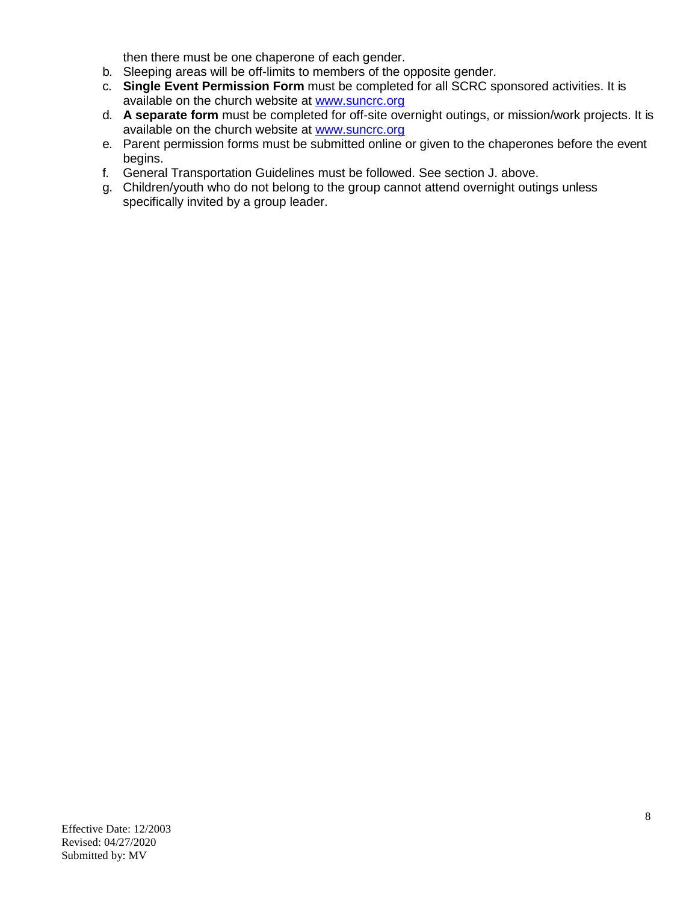then there must be one chaperone of each gender.

b. Sleeping areas will be off-limits to members of the opposite gender.
c. **Single Event Permission Form** must be completed for all SCRC sponsored activities. It is available on the church website at www.suncrc.org
d. **A separate form** must be completed for off-site overnight outings, or mission/work projects. It is available on the church website at www.suncrc.org
e. Parent permission forms must be submitted online or given to the chaperones before the event begins.
f. General Transportation Guidelines must be followed. See section J. above.
g. Children/youth who do not belong to the group cannot attend overnight outings unless specifically invited by a group leader.

Effective Date: 12/2003
Revised: 04/27/2020
Submitted by: MV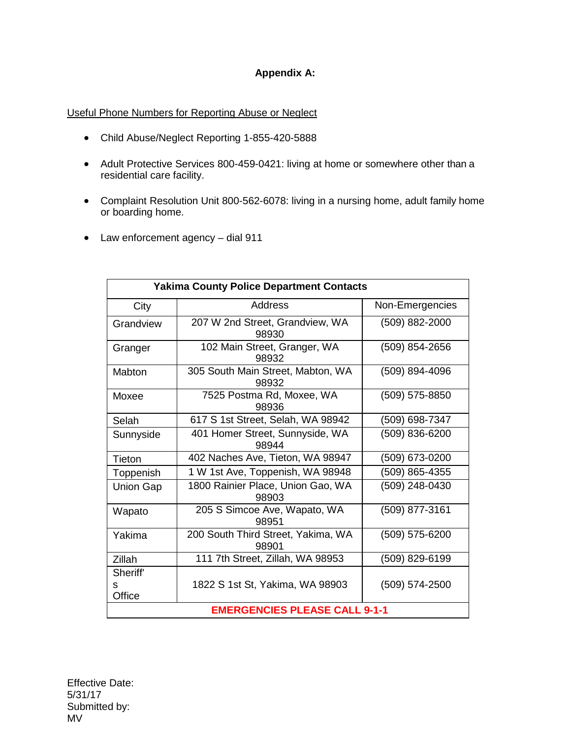## Appendix A:

Useful Phone Numbers for Reporting Abuse or Neglect

- Child Abuse/Neglect Reporting 1-855-420-5888
- Adult Protective Services 800-459-0421: living at home or somewhere other than a residential care facility.
- Complaint Resolution Unit 800-562-6078: living in a nursing home, adult family home or boarding home.
- Law enforcement agency – dial 911

| **Yakima County Police Department Contacts** | | |
|---|---|---|
| City | Address | Non-Emergencies |
| Grandview | 207 W 2nd Street, Grandview, WA 98930 | (509) 882-2000 |
| Granger | 102 Main Street, Granger, WA 98932 | (509) 854-2656 |
| Mabton | 305 South Main Street, Mabton, WA 98932 | (509) 894-4096 |
| Moxee | 7525 Postma Rd, Moxee, WA 98936 | (509) 575-8850 |
| Selah | 617 S 1st Street, Selah, WA 98942 | (509) 698-7347 |
| Sunnyside | 401 Homer Street, Sunnyside, WA 98944 | (509) 836-6200 |
| Tieton | 402 Naches Ave, Tieton, WA 98947 | (509) 673-0200 |
| Toppenish | 1 W 1st Ave, Toppenish, WA 98948 | (509) 865-4355 |
| Union Gap | 1800 Rainier Place, Union Gao, WA 98903 | (509) 248-0430 |
| Wapato | 205 S Simcoe Ave, Wapato, WA 98951 | (509) 877-3161 |
| Yakima | 200 South Third Street, Yakima, WA 98901 | (509) 575-6200 |
| Zillah | 111 7th Street, Zillah, WA 98953 | (509) 829-6199 |
| Sheriff's Office | 1822 S 1st St, Yakima, WA 98903 | (509) 574-2500 |
| **EMERGENCIES PLEASE CALL 9-1-1** | | |

Effective Date:
5/31/17
Submitted by:
MV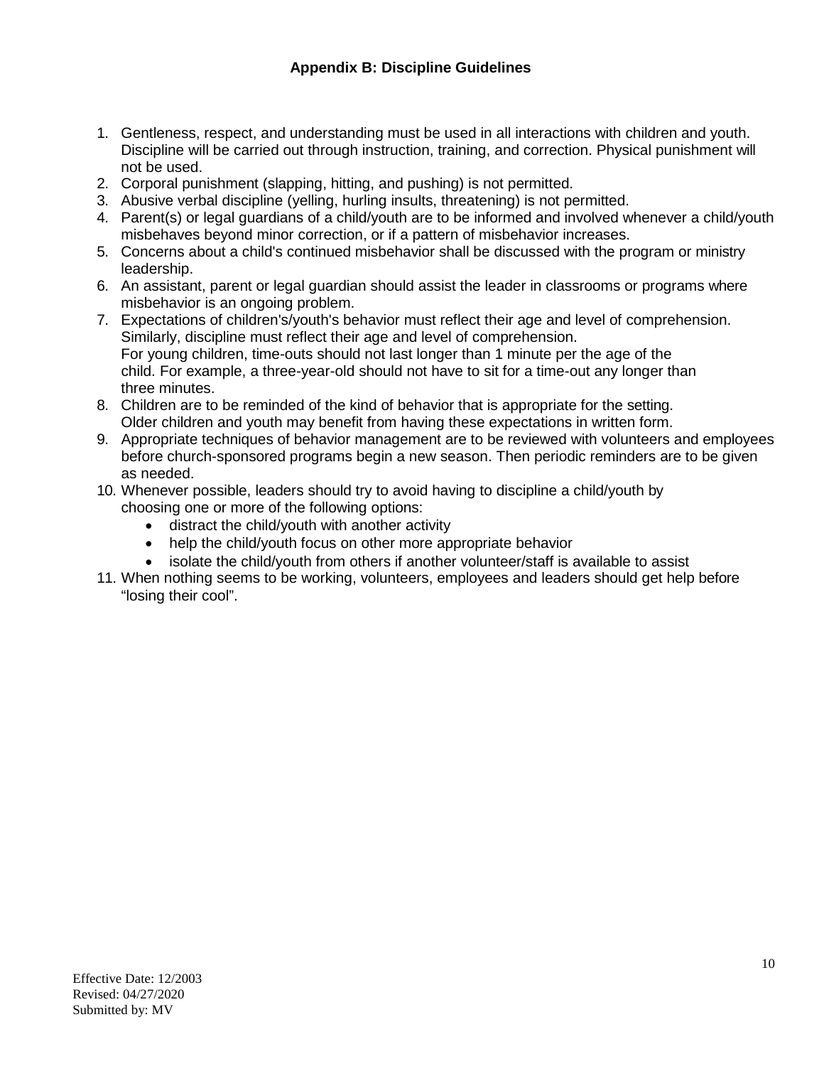### Appendix B: Discipline Guidelines

1. Gentleness, respect, and understanding must be used in all interactions with children and youth. Discipline will be carried out through instruction, training, and correction. Physical punishment will not be used.
2. Corporal punishment (slapping, hitting, and pushing) is not permitted.
3. Abusive verbal discipline (yelling, hurling insults, threatening) is not permitted.
4. Parent(s) or legal guardians of a child/youth are to be informed and involved whenever a child/youth misbehaves beyond minor correction, or if a pattern of misbehavior increases.
5. Concerns about a child's continued misbehavior shall be discussed with the program or ministry leadership.
6. An assistant, parent or legal guardian should assist the leader in classrooms or programs where misbehavior is an ongoing problem.
7. Expectations of children's/youth's behavior must reflect their age and level of comprehension. Similarly, discipline must reflect their age and level of comprehension.
   For young children, time-outs should not last longer than 1 minute per the age of the child. For example, a three-year-old should not have to sit for a time-out any longer than three minutes.
8. Children are to be reminded of the kind of behavior that is appropriate for the setting. Older children and youth may benefit from having these expectations in written form.
9. Appropriate techniques of behavior management are to be reviewed with volunteers and employees before church-sponsored programs begin a new season. Then periodic reminders are to be given as needed.
10. Whenever possible, leaders should try to avoid having to discipline a child/youth by choosing one or more of the following options:
    - distract the child/youth with another activity
    - help the child/youth focus on other more appropriate behavior
    - isolate the child/youth from others if another volunteer/staff is available to assist
11. When nothing seems to be working, volunteers, employees and leaders should get help before "losing their cool".

Effective Date: 12/2003
Revised: 04/27/2020
Submitted by: MV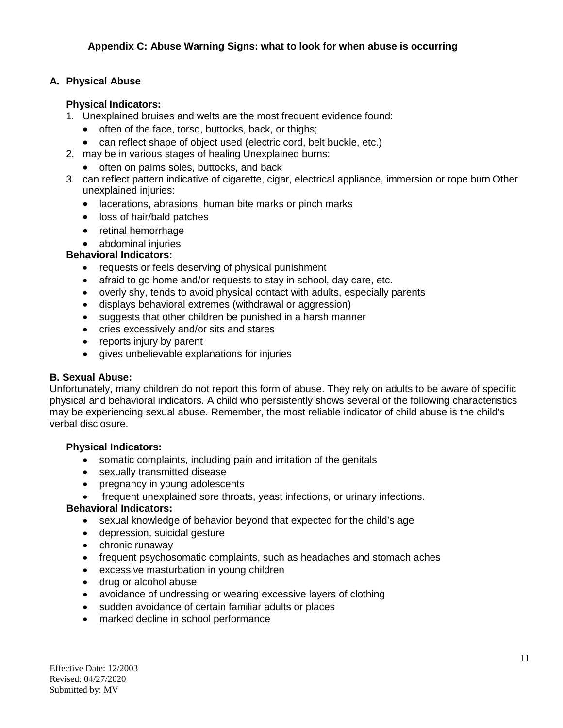**Appendix C: Abuse Warning Signs: what to look for when abuse is occurring**

## A. Physical Abuse

**Physical Indicators:**

1. Unexplained bruises and welts are the most frequent evidence found:
   - often of the face, torso, buttocks, back, or thighs;
   - can reflect shape of object used (electric cord, belt buckle, etc.)
2. may be in various stages of healing Unexplained burns:
   - often on palms soles, buttocks, and back
3. can reflect pattern indicative of cigarette, cigar, electrical appliance, immersion or rope burn Other unexplained injuries:
   - lacerations, abrasions, human bite marks or pinch marks
   - loss of hair/bald patches
   - retinal hemorrhage
   - abdominal injuries

**Behavioral Indicators:**

- requests or feels deserving of physical punishment
- afraid to go home and/or requests to stay in school, day care, etc.
- overly shy, tends to avoid physical contact with adults, especially parents
- displays behavioral extremes (withdrawal or aggression)
- suggests that other children be punished in a harsh manner
- cries excessively and/or sits and stares
- reports injury by parent
- gives unbelievable explanations for injuries

## B. Sexual Abuse:

Unfortunately, many children do not report this form of abuse. They rely on adults to be aware of specific physical and behavioral indicators. A child who persistently shows several of the following characteristics may be experiencing sexual abuse. Remember, the most reliable indicator of child abuse is the child's verbal disclosure.

**Physical Indicators:**

- somatic complaints, including pain and irritation of the genitals
- sexually transmitted disease
- pregnancy in young adolescents
- frequent unexplained sore throats, yeast infections, or urinary infections.

**Behavioral Indicators:**

- sexual knowledge of behavior beyond that expected for the child's age
- depression, suicidal gesture
- chronic runaway
- frequent psychosomatic complaints, such as headaches and stomach aches
- excessive masturbation in young children
- drug or alcohol abuse
- avoidance of undressing or wearing excessive layers of clothing
- sudden avoidance of certain familiar adults or places
- marked decline in school performance

Effective Date: 12/2003
Revised: 04/27/2020
Submitted by: MV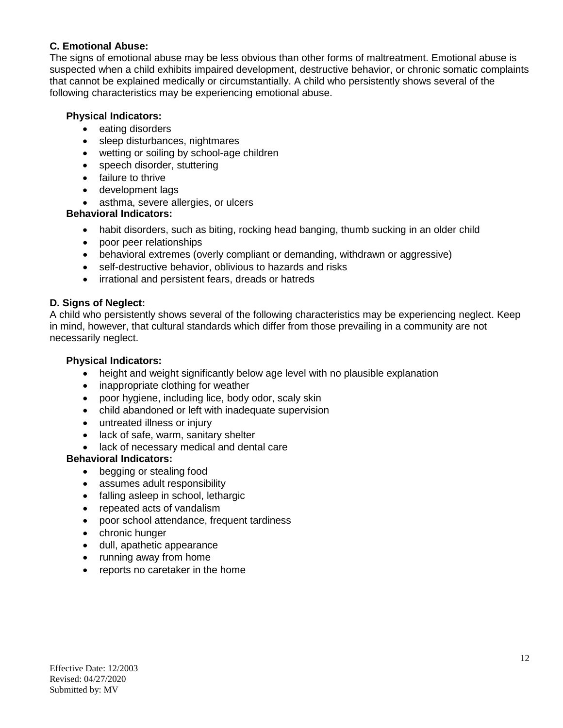**C. Emotional Abuse:**
The signs of emotional abuse may be less obvious than other forms of maltreatment. Emotional abuse is suspected when a child exhibits impaired development, destructive behavior, or chronic somatic complaints that cannot be explained medically or circumstantially. A child who persistently shows several of the following characteristics may be experiencing emotional abuse.

**Physical Indicators:**

- eating disorders
- sleep disturbances, nightmares
- wetting or soiling by school-age children
- speech disorder, stuttering
- failure to thrive
- development lags
- asthma, severe allergies, or ulcers

**Behavioral Indicators:**

- habit disorders, such as biting, rocking head banging, thumb sucking in an older child
- poor peer relationships
- behavioral extremes (overly compliant or demanding, withdrawn or aggressive)
- self-destructive behavior, oblivious to hazards and risks
- irrational and persistent fears, dreads or hatreds

**D. Signs of Neglect:**
A child who persistently shows several of the following characteristics may be experiencing neglect. Keep in mind, however, that cultural standards which differ from those prevailing in a community are not necessarily neglect.

**Physical Indicators:**

- height and weight significantly below age level with no plausible explanation
- inappropriate clothing for weather
- poor hygiene, including lice, body odor, scaly skin
- child abandoned or left with inadequate supervision
- untreated illness or injury
- lack of safe, warm, sanitary shelter
- lack of necessary medical and dental care

**Behavioral Indicators:**

- begging or stealing food
- assumes adult responsibility
- falling asleep in school, lethargic
- repeated acts of vandalism
- poor school attendance, frequent tardiness
- chronic hunger
- dull, apathetic appearance
- running away from home
- reports no caretaker in the home

Effective Date: 12/2003
Revised: 04/27/2020
Submitted by: MV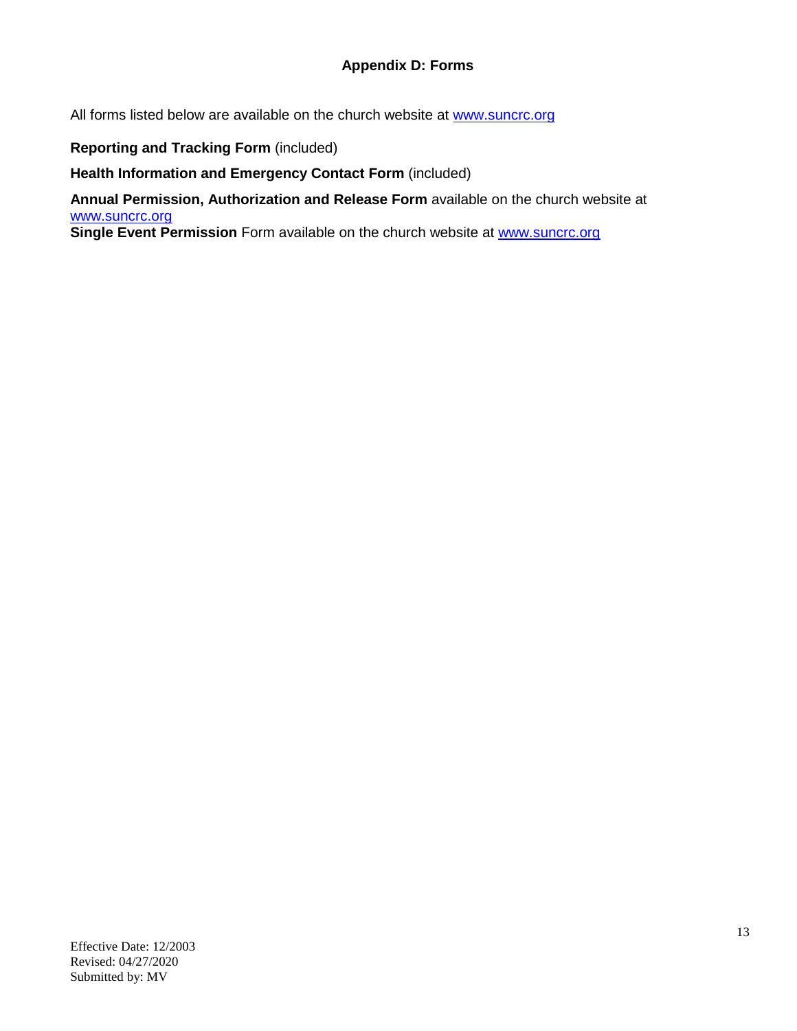## Appendix D: Forms

All forms listed below are available on the church website at www.suncrc.org

**Reporting and Tracking Form** (included)

**Health Information and Emergency Contact Form** (included)

**Annual Permission, Authorization and Release Form** available on the church website at www.suncrc.org

**Single Event Permission** Form available on the church website at www.suncrc.org

Effective Date: 12/2003
Revised: 04/27/2020
Submitted by: MV